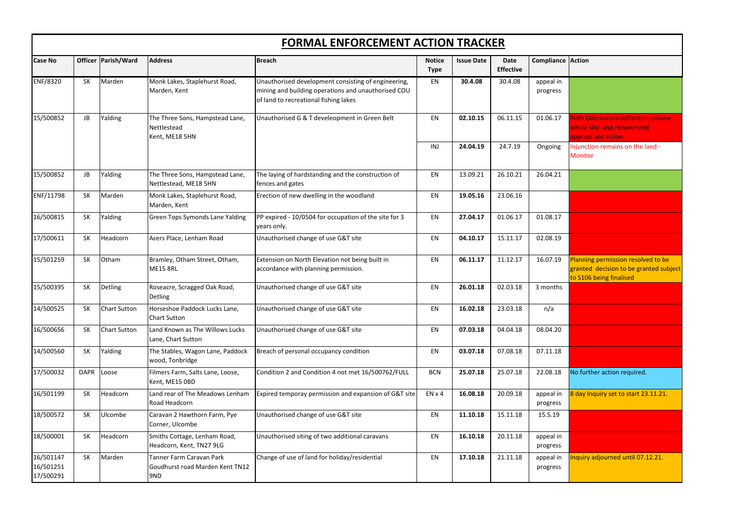# FORMAL ENFORCEMENT ACTION TRACKER

| Case No | Officer | Parish/Ward | Address | Breach | Notice Type | Issue Date | Date Effective | Compliance | Action |
|---|---|---|---|---|---|---|---|---|---|
| ENF/8320 | SK | Marden | Monk Lakes, Staplehurst Road, Marden, Kent | Unauthorised development consisting of engineering, mining and building operations and unauthorised COU of land to recreational fishing lakes | EN | **30.4.08** | 30.4.08 | appeal in progress | |
| 15/500852 | JB | Yalding | The Three Sons, Hampstead Lane, Nettlestead Kent, ME18 5HN | Unauthorised G & T develeopment in Green Belt | EN | **02.10.15** | 06.11.15 | 01.06.17 | With External consultants to review whole site and recommend appropriate action |
| | | | | | INJ | **24.04.19** | 24.7.19 | Ongoing | Injunction remains on the land - Monitor |
| 15/500852 | JB | Yalding | The Three Sons, Hampstead Lane, Nettlestead, ME18 5HN | The laying of hardstanding and the construction of fences and gates | EN | 13.09.21 | 26.10.21 | 26.04.21 | |
| ENF/11798 | SK | Marden | Monk Lakes, Staplehurst Road, Marden, Kent | Erection of new dwelling in the woodland | EN | **19.05.16** | 23.06.16 | | |
| 16/500815 | SK | Yalding | Green Tops Symonds Lane Yalding | PP expired - 10/0504 for occupation of the site for 3 years only. | EN | **27.04.17** | 01.06.17 | 01.08.17 | |
| 17/500611 | SK | Headcorn | Acers Place, Lenham Road | Unauthorised change of use G&T site | EN | **04.10.17** | 15.11.17 | 02.08.19 | |
| 15/501259 | SK | Otham | Bramley, Otham Street, Otham, ME15 8RL | Extension on North Elevation not being built in accordance with planning permission. | EN | **06.11.17** | 11.12.17 | 16.07.19 | Planning permission resolved to be granted decision to be granted subject to S106 being finalised |
| 15/500395 | SK | Detling | Roseacre, Scragged Oak Road, Detling | Unauthorised change of use G&T site | EN | **26.01.18** | 02.03.18 | 3 months | |
| 14/500525 | SK | Chart Sutton | Horseshoe Paddock Lucks Lane, Chart Sutton | Unauthorised change of use G&T site | EN | **16.02.18** | 23.03.18 | n/a | |
| 16/500656 | SK | Chart Sutton | Land Known as The Willows Lucks Lane, Chart Sutton | Unauthorised change of use G&T site | EN | **07.03.18** | 04.04.18 | 08.04.20 | |
| 14/500560 | SK | Yalding | The Stables, Wagon Lane, Paddock wood, Tonbridge | Breach of personal occupancy condition | EN | **03.07.18** | 07.08.18 | 07.11.18 | |
| 17/500032 | DAPR | Loose | Filmers Farm, Salts Lane, Loose, Kent, ME15 0BD | Condition 2 and Condition 4 not met 16/500762/FULL | BCN | **25.07.18** | 25.07.18 | 22.08.18 | No further action required. |
| 16/501199 | SK | Headcorn | Land rear of The Meadows Lenham Road Headcorn | Expired temporay permission and expansion of G&T site | EN x 4 | **16.08.18** | 20.09.18 | appeal in progress | 8 day Inquiry set to start 23.11.21. |
| 18/500572 | SK | Ulcombe | Caravan 2 Hawthorn Farm, Pye Corner, Ulcombe | Unauthorised change of use G&T site | EN | **11.10.18** | 15.11.18 | 15.5.19 | |
| 18/500001 | SK | Headcorn | Smiths Cottage, Lenham Road, Headcorn, Kent, TN27 9LG | Unauthorised siting of two additional caravans | EN | **16.10.18** | 20.11.18 | appeal in progress | |
| 16/501147 16/501251 17/500291 | SK | Marden | Tanner Farm Caravan Park Goudhurst road Marden Kent TN12 9ND | Change of use of land for holiday/residential | EN | **17.10.18** | 21.11.18 | appeal in progress | Inquiry adjourned until 07.12.21. |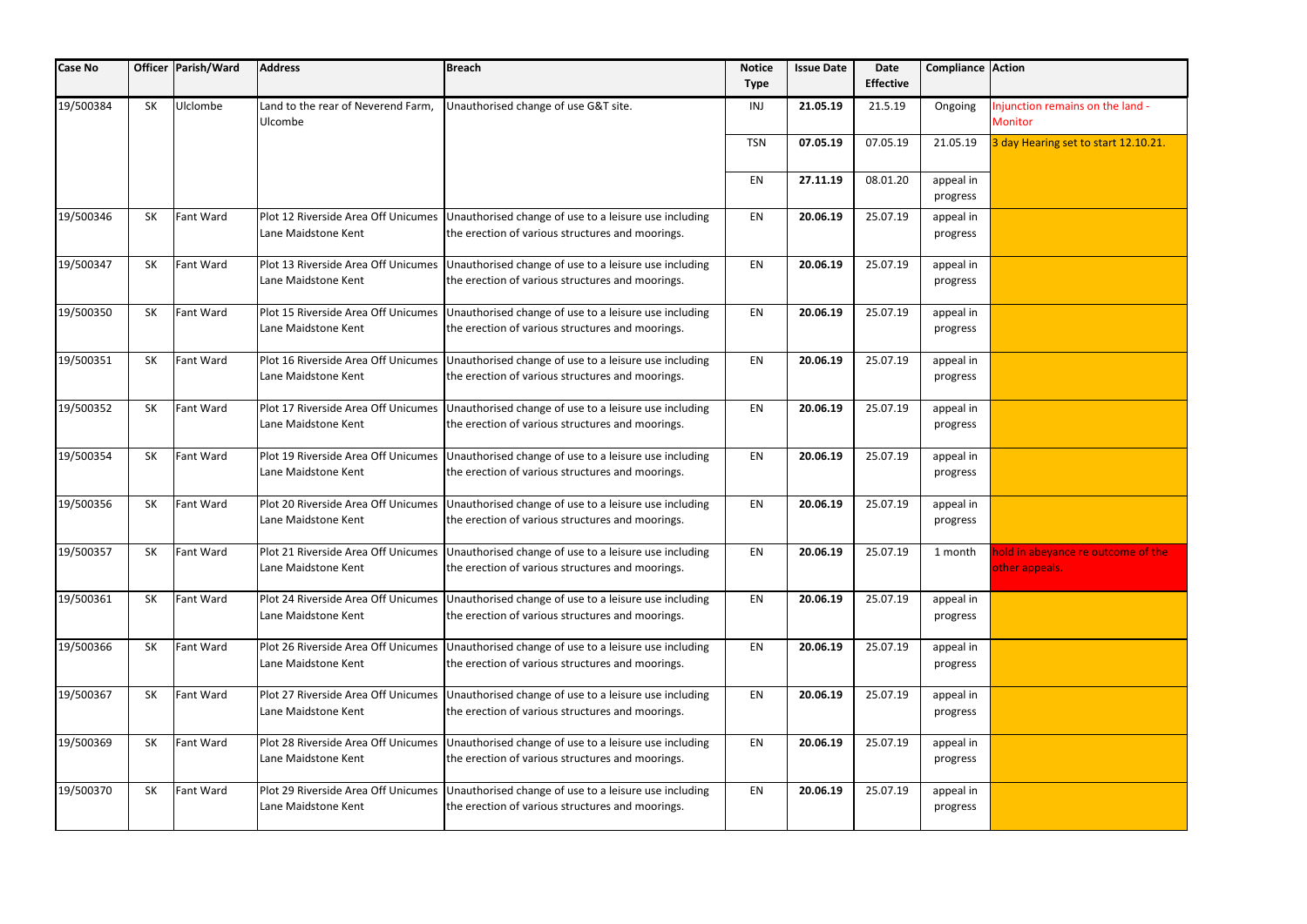| Case No | Officer | Parish/Ward | Address | Breach | Notice Type | Issue Date | Date Effective | Compliance | Action |
|---|---|---|---|---|---|---|---|---|---|
| 19/500384 | SK | Ulclombe | Land to the rear of Neverend Farm, Ulcombe | Unauthorised change of use G&T site. | INJ | **21.05.19** | 21.5.19 | Ongoing | Injunction remains on the land - Monitor |
| | | | | | TSN | **07.05.19** | 07.05.19 | 21.05.19 | 3 day Hearing set to start 12.10.21. |
| | | | | | EN | **27.11.19** | 08.01.20 | appeal in progress | |
| 19/500346 | SK | Fant Ward | Plot 12 Riverside Area Off Unicumes Lane Maidstone Kent | Unauthorised change of use to a leisure use including the erection of various structures and moorings. | EN | **20.06.19** | 25.07.19 | appeal in progress | |
| 19/500347 | SK | Fant Ward | Plot 13 Riverside Area Off Unicumes Lane Maidstone Kent | Unauthorised change of use to a leisure use including the erection of various structures and moorings. | EN | **20.06.19** | 25.07.19 | appeal in progress | |
| 19/500350 | SK | Fant Ward | Plot 15 Riverside Area Off Unicumes Lane Maidstone Kent | Unauthorised change of use to a leisure use including the erection of various structures and moorings. | EN | **20.06.19** | 25.07.19 | appeal in progress | |
| 19/500351 | SK | Fant Ward | Plot 16 Riverside Area Off Unicumes Lane Maidstone Kent | Unauthorised change of use to a leisure use including the erection of various structures and moorings. | EN | **20.06.19** | 25.07.19 | appeal in progress | |
| 19/500352 | SK | Fant Ward | Plot 17 Riverside Area Off Unicumes Lane Maidstone Kent | Unauthorised change of use to a leisure use including the erection of various structures and moorings. | EN | **20.06.19** | 25.07.19 | appeal in progress | |
| 19/500354 | SK | Fant Ward | Plot 19 Riverside Area Off Unicumes Lane Maidstone Kent | Unauthorised change of use to a leisure use including the erection of various structures and moorings. | EN | **20.06.19** | 25.07.19 | appeal in progress | |
| 19/500356 | SK | Fant Ward | Plot 20 Riverside Area Off Unicumes Lane Maidstone Kent | Unauthorised change of use to a leisure use including the erection of various structures and moorings. | EN | **20.06.19** | 25.07.19 | appeal in progress | |
| 19/500357 | SK | Fant Ward | Plot 21 Riverside Area Off Unicumes Lane Maidstone Kent | Unauthorised change of use to a leisure use including the erection of various structures and moorings. | EN | **20.06.19** | 25.07.19 | 1 month | hold in abeyance re outcome of the other appeals. |
| 19/500361 | SK | Fant Ward | Plot 24 Riverside Area Off Unicumes Lane Maidstone Kent | Unauthorised change of use to a leisure use including the erection of various structures and moorings. | EN | **20.06.19** | 25.07.19 | appeal in progress | |
| 19/500366 | SK | Fant Ward | Plot 26 Riverside Area Off Unicumes Lane Maidstone Kent | Unauthorised change of use to a leisure use including the erection of various structures and moorings. | EN | **20.06.19** | 25.07.19 | appeal in progress | |
| 19/500367 | SK | Fant Ward | Plot 27 Riverside Area Off Unicumes Lane Maidstone Kent | Unauthorised change of use to a leisure use including the erection of various structures and moorings. | EN | **20.06.19** | 25.07.19 | appeal in progress | |
| 19/500369 | SK | Fant Ward | Plot 28 Riverside Area Off Unicumes Lane Maidstone Kent | Unauthorised change of use to a leisure use including the erection of various structures and moorings. | EN | **20.06.19** | 25.07.19 | appeal in progress | |
| 19/500370 | SK | Fant Ward | Plot 29 Riverside Area Off Unicumes Lane Maidstone Kent | Unauthorised change of use to a leisure use including the erection of various structures and moorings. | EN | **20.06.19** | 25.07.19 | appeal in progress | |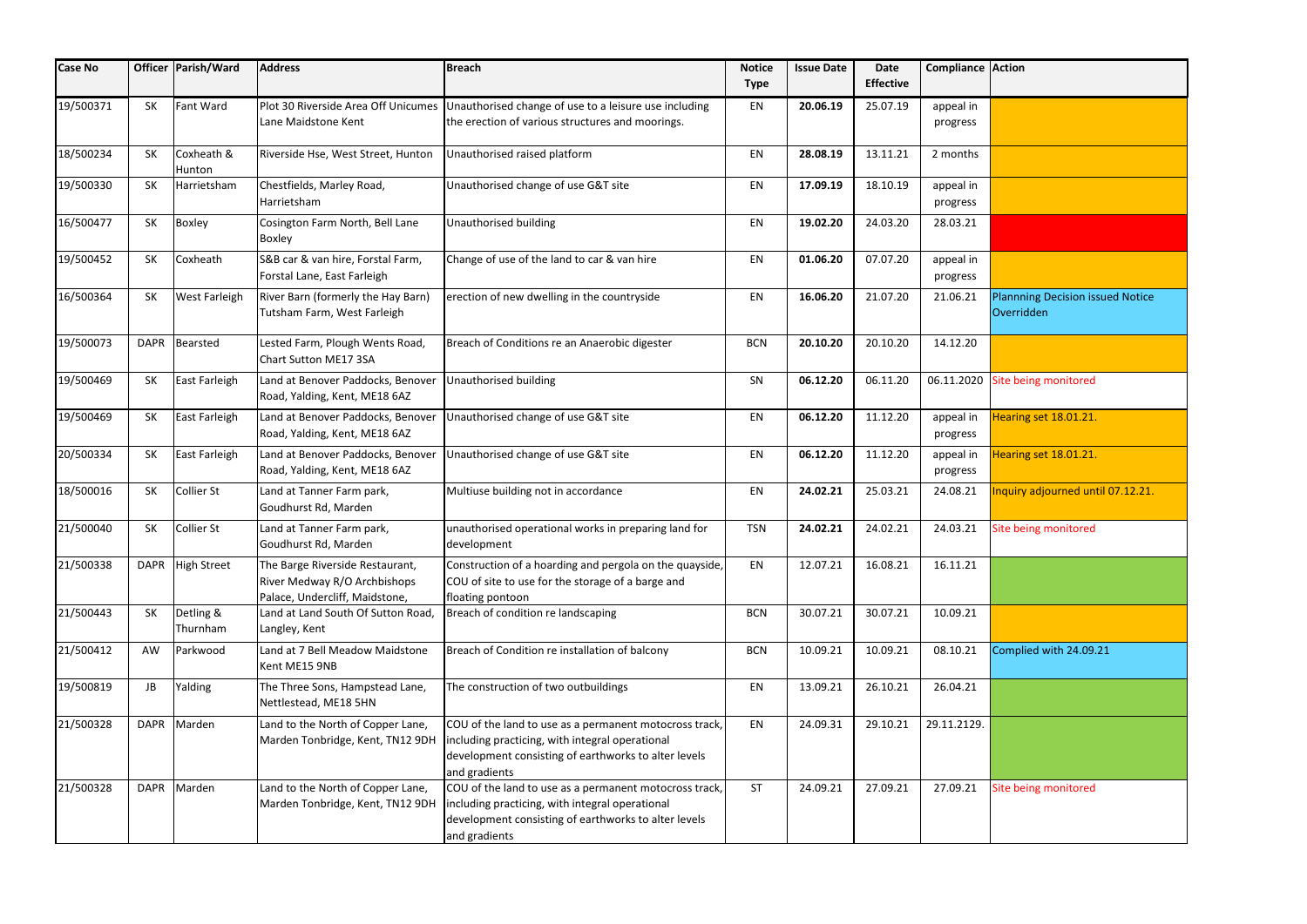| Case No | Officer | Parish/Ward | Address | Breach | Notice Type | Issue Date | Date Effective | Compliance | Action |
|---|---|---|---|---|---|---|---|---|---|
| 19/500371 | SK | Fant Ward | Plot 30 Riverside Area Off Unicumes Lane Maidstone Kent | Unauthorised change of use to a leisure use including the erection of various structures and moorings. | EN | **20.06.19** | 25.07.19 | appeal in progress | |
| 18/500234 | SK | Coxheath & Hunton | Riverside Hse, West Street, Hunton | Unauthorised raised platform | EN | **28.08.19** | 13.11.21 | 2 months | |
| 19/500330 | SK | Harrietsham | Chestfields, Marley Road, Harrietsham | Unauthorised change of use G&T site | EN | **17.09.19** | 18.10.19 | appeal in progress | |
| 16/500477 | SK | Boxley | Cosington Farm North, Bell Lane Boxley | Unauthorised building | EN | **19.02.20** | 24.03.20 | 28.03.21 | |
| 19/500452 | SK | Coxheath | S&B car & van hire, Forstal Farm, Forstal Lane, East Farleigh | Change of use of the land to car & van hire | EN | **01.06.20** | 07.07.20 | appeal in progress | |
| 16/500364 | SK | West Farleigh | River Barn (formerly the Hay Barn) Tutsham Farm, West Farleigh | erection of new dwelling in the countryside | EN | **16.06.20** | 21.07.20 | 21.06.21 | Plannning Decision issued Notice Overridden |
| 19/500073 | DAPR | Bearsted | Lested Farm, Plough Wents Road, Chart Sutton ME17 3SA | Breach of Conditions re an Anaerobic digester | BCN | **20.10.20** | 20.10.20 | 14.12.20 | |
| 19/500469 | SK | East Farleigh | Land at Benover Paddocks, Benover Road, Yalding, Kent, ME18 6AZ | Unauthorised building | SN | **06.12.20** | 06.11.20 | 06.11.2020 | Site being monitored |
| 19/500469 | SK | East Farleigh | Land at Benover Paddocks, Benover Road, Yalding, Kent, ME18 6AZ | Unauthorised change of use G&T site | EN | **06.12.20** | 11.12.20 | appeal in progress | Hearing set 18.01.21. |
| 20/500334 | SK | East Farleigh | Land at Benover Paddocks, Benover Road, Yalding, Kent, ME18 6AZ | Unauthorised change of use G&T site | EN | **06.12.20** | 11.12.20 | appeal in progress | Hearing set 18.01.21. |
| 18/500016 | SK | Collier St | Land at Tanner Farm park, Goudhurst Rd, Marden | Multiuse building not in accordance | EN | **24.02.21** | 25.03.21 | 24.08.21 | Inquiry adjourned until 07.12.21. |
| 21/500040 | SK | Collier St | Land at Tanner Farm park, Goudhurst Rd, Marden | unauthorised operational works in preparing land for development | TSN | **24.02.21** | 24.02.21 | 24.03.21 | Site being monitored |
| 21/500338 | DAPR | High Street | The Barge Riverside Restaurant, River Medway R/O Archbishops Palace, Undercliff, Maidstone, | Construction of a hoarding and pergola on the quayside, COU of site to use for the storage of a barge and floating pontoon | EN | 12.07.21 | 16.08.21 | 16.11.21 | |
| 21/500443 | SK | Detling & Thurnham | Land at Land South Of Sutton Road, Langley, Kent | Breach of condition re landscaping | BCN | 30.07.21 | 30.07.21 | 10.09.21 | |
| 21/500412 | AW | Parkwood | Land at 7 Bell Meadow Maidstone Kent ME15 9NB | Breach of Condition re installation of balcony | BCN | 10.09.21 | 10.09.21 | 08.10.21 | Complied with 24.09.21 |
| 19/500819 | JB | Yalding | The Three Sons, Hampstead Lane, Nettlestead, ME18 5HN | The construction of two outbuildings | EN | 13.09.21 | 26.10.21 | 26.04.21 | |
| 21/500328 | DAPR | Marden | Land to the North of Copper Lane, Marden Tonbridge, Kent, TN12 9DH | COU of the land to use as a permanent motocross track, including practicing, with integral operational development consisting of earthworks to alter levels and gradients | EN | 24.09.31 | 29.10.21 | 29.11.2129. | |
| 21/500328 | DAPR | Marden | Land to the North of Copper Lane, Marden Tonbridge, Kent, TN12 9DH | COU of the land to use as a permanent motocross track, including practicing, with integral operational development consisting of earthworks to alter levels and gradients | ST | 24.09.21 | 27.09.21 | 27.09.21 | Site being monitored |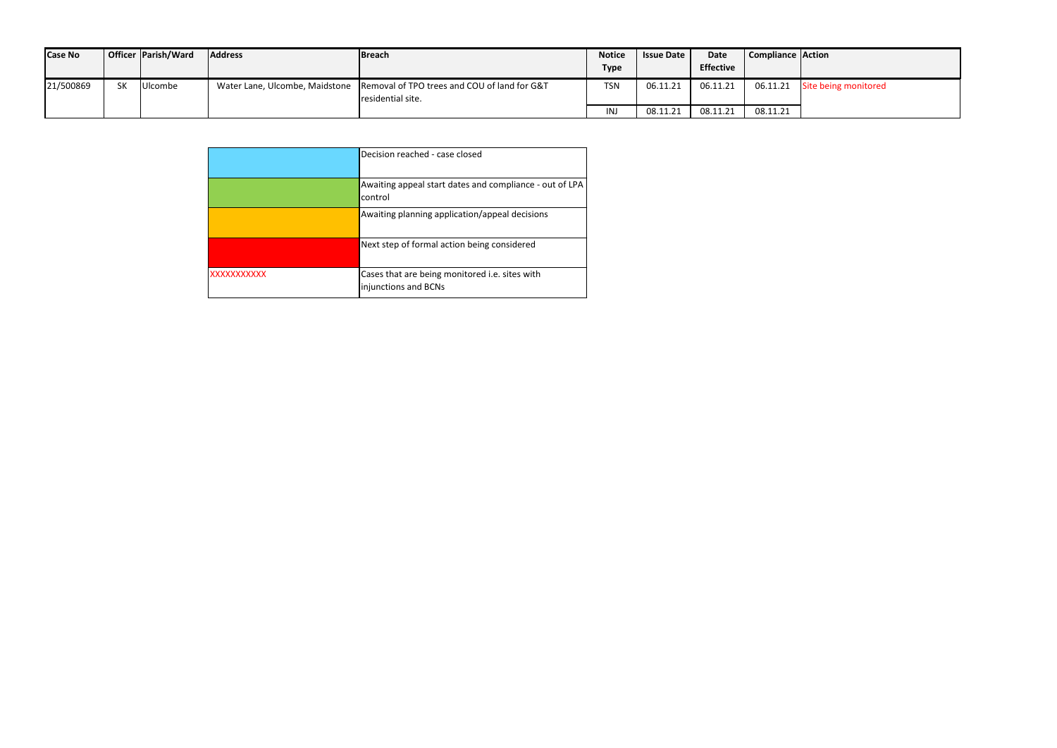| Case No | Officer | Parish/Ward | Address | Breach | Notice Type | Issue Date | Date Effective | Compliance | Action |
|---|---|---|---|---|---|---|---|---|---|
| 21/500869 | SK | Ulcombe | Water Lane, Ulcombe, Maidstone | Removal of TPO trees and COU of land for G&T residential site. | TSN | 06.11.21 | 06.11.21 | 06.11.21 | Site being monitored |
| | | | | | INJ | 08.11.21 | 08.11.21 | 08.11.21 | |

| | |
|---|---|
| | Decision reached - case closed |
| | Awaiting appeal start dates and compliance - out of LPA control |
| | Awaiting planning application/appeal decisions |
| | Next step of formal action being considered |
| XXXXXXXXXX | Cases that are being monitored i.e. sites with injunctions and BCNs |